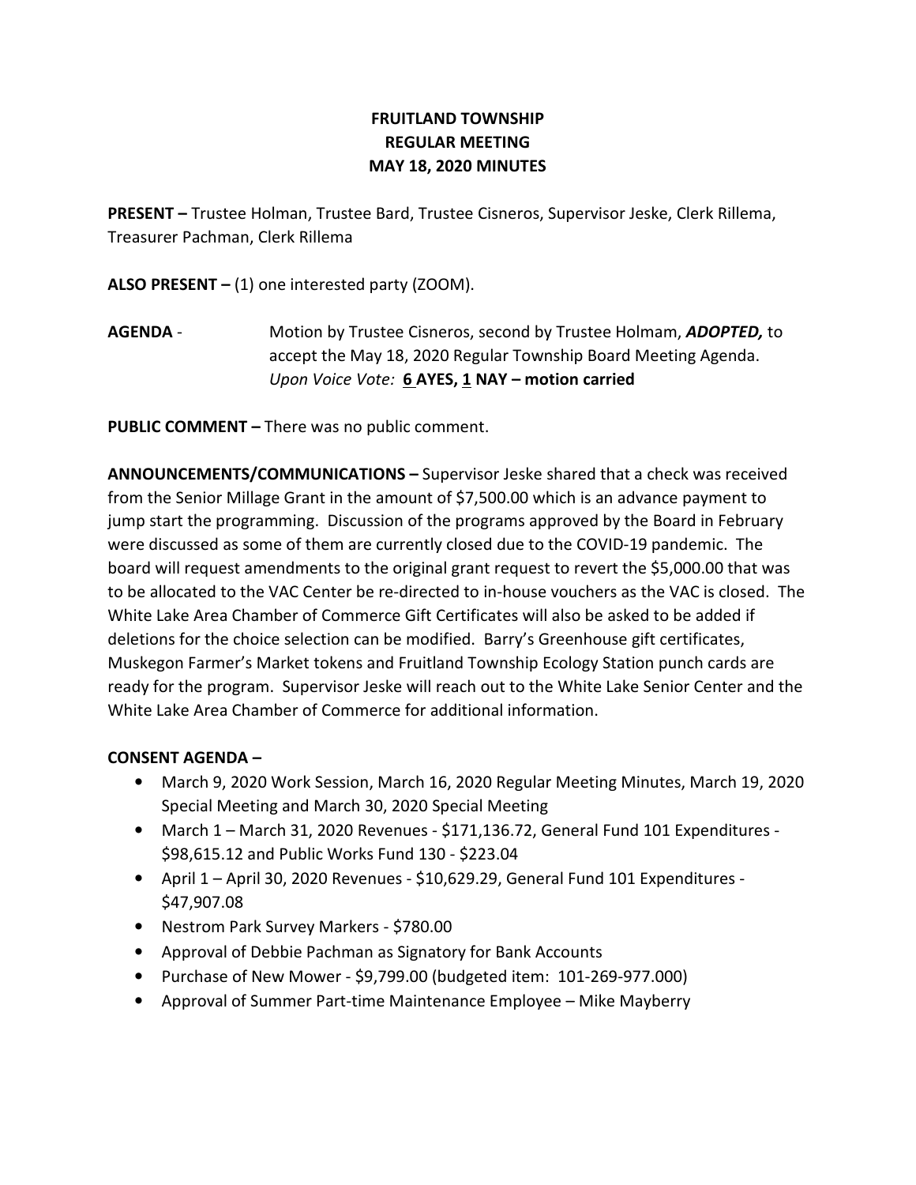# FRUITLAND TOWNSHIP
## REGULAR MEETING
## MAY 18, 2020 MINUTES

**PRESENT –** Trustee Holman, Trustee Bard, Trustee Cisneros, Supervisor Jeske, Clerk Rillema, Treasurer Pachman, Clerk Rillema

**ALSO PRESENT –** (1) one interested party (ZOOM).

**AGENDA** - Motion by Trustee Cisneros, second by Trustee Holmam, ***ADOPTED,*** to accept the May 18, 2020 Regular Township Board Meeting Agenda. *Upon Voice Vote:* **6 AYES, 1 NAY – motion carried**

**PUBLIC COMMENT –** There was no public comment.

**ANNOUNCEMENTS/COMMUNICATIONS –** Supervisor Jeske shared that a check was received from the Senior Millage Grant in the amount of $7,500.00 which is an advance payment to jump start the programming. Discussion of the programs approved by the Board in February were discussed as some of them are currently closed due to the COVID-19 pandemic. The board will request amendments to the original grant request to revert the $5,000.00 that was to be allocated to the VAC Center be re-directed to in-house vouchers as the VAC is closed. The White Lake Area Chamber of Commerce Gift Certificates will also be asked to be added if deletions for the choice selection can be modified. Barry's Greenhouse gift certificates, Muskegon Farmer's Market tokens and Fruitland Township Ecology Station punch cards are ready for the program. Supervisor Jeske will reach out to the White Lake Senior Center and the White Lake Area Chamber of Commerce for additional information.

**CONSENT AGENDA –**

- March 9, 2020 Work Session, March 16, 2020 Regular Meeting Minutes, March 19, 2020 Special Meeting and March 30, 2020 Special Meeting
- March 1 – March 31, 2020 Revenues - $171,136.72, General Fund 101 Expenditures - $98,615.12 and Public Works Fund 130 - $223.04
- April 1 – April 30, 2020 Revenues - $10,629.29, General Fund 101 Expenditures - $47,907.08
- Nestrom Park Survey Markers - $780.00
- Approval of Debbie Pachman as Signatory for Bank Accounts
- Purchase of New Mower - $9,799.00 (budgeted item: 101-269-977.000)
- Approval of Summer Part-time Maintenance Employee – Mike Mayberry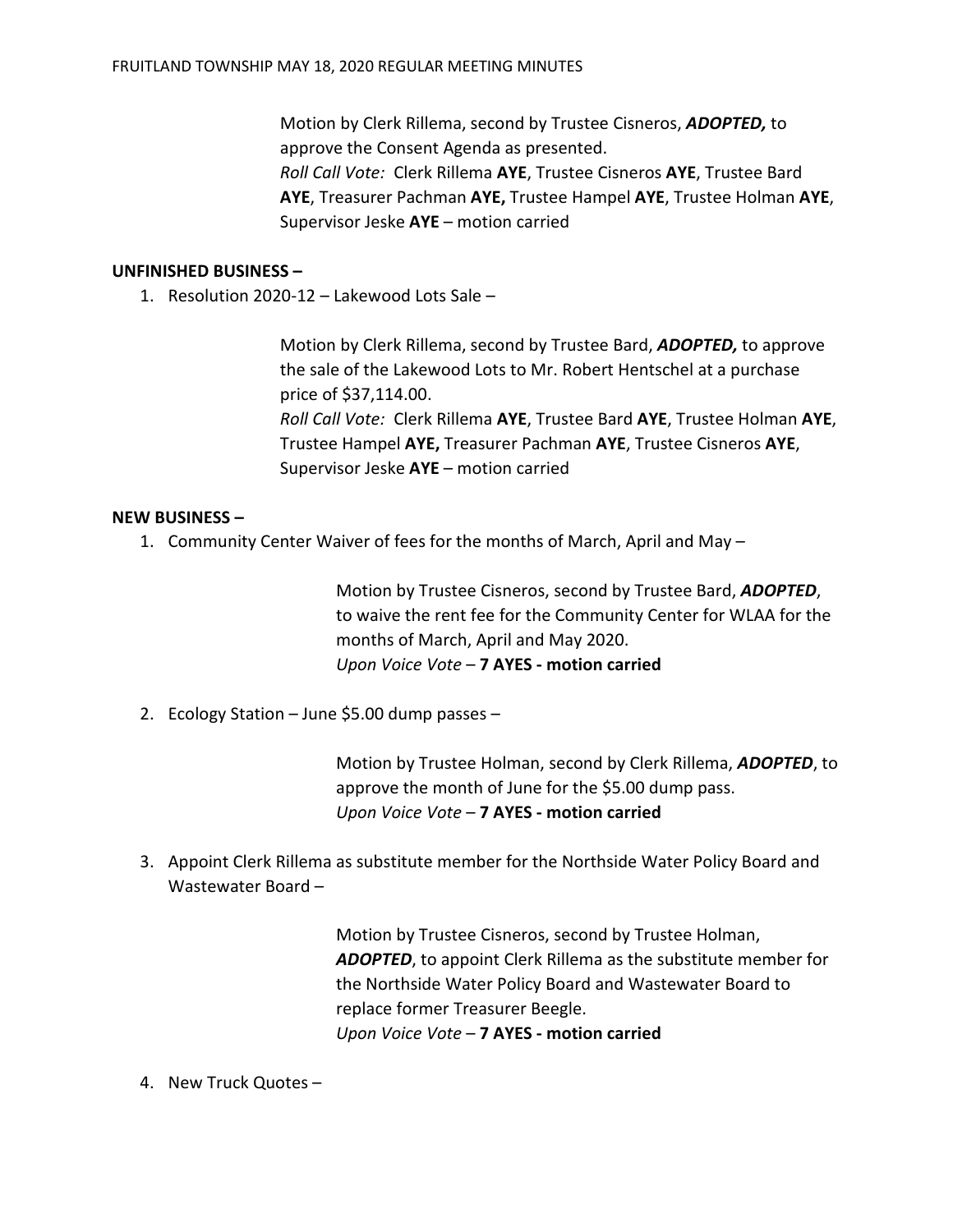Motion by Clerk Rillema, second by Trustee Cisneros, ***ADOPTED,*** to approve the Consent Agenda as presented.
*Roll Call Vote:* Clerk Rillema **AYE**, Trustee Cisneros **AYE**, Trustee Bard **AYE**, Treasurer Pachman **AYE,** Trustee Hampel **AYE**, Trustee Holman **AYE**, Supervisor Jeske **AYE** – motion carried

**UNFINISHED BUSINESS –**

1. Resolution 2020-12 – Lakewood Lots Sale –

Motion by Clerk Rillema, second by Trustee Bard, ***ADOPTED,*** to approve the sale of the Lakewood Lots to Mr. Robert Hentschel at a purchase price of $37,114.00.
*Roll Call Vote:* Clerk Rillema **AYE**, Trustee Bard **AYE**, Trustee Holman **AYE**, Trustee Hampel **AYE,** Treasurer Pachman **AYE**, Trustee Cisneros **AYE**, Supervisor Jeske **AYE** – motion carried

**NEW BUSINESS –**

1. Community Center Waiver of fees for the months of March, April and May –

Motion by Trustee Cisneros, second by Trustee Bard, ***ADOPTED***, to waive the rent fee for the Community Center for WLAA for the months of March, April and May 2020.
*Upon Voice Vote* – **7 AYES - motion carried**

2. Ecology Station – June $5.00 dump passes –

Motion by Trustee Holman, second by Clerk Rillema, ***ADOPTED***, to approve the month of June for the $5.00 dump pass.
*Upon Voice Vote* – **7 AYES - motion carried**

3. Appoint Clerk Rillema as substitute member for the Northside Water Policy Board and Wastewater Board –

Motion by Trustee Cisneros, second by Trustee Holman, ***ADOPTED***, to appoint Clerk Rillema as the substitute member for the Northside Water Policy Board and Wastewater Board to replace former Treasurer Beegle.
*Upon Voice Vote* – **7 AYES - motion carried**

4. New Truck Quotes –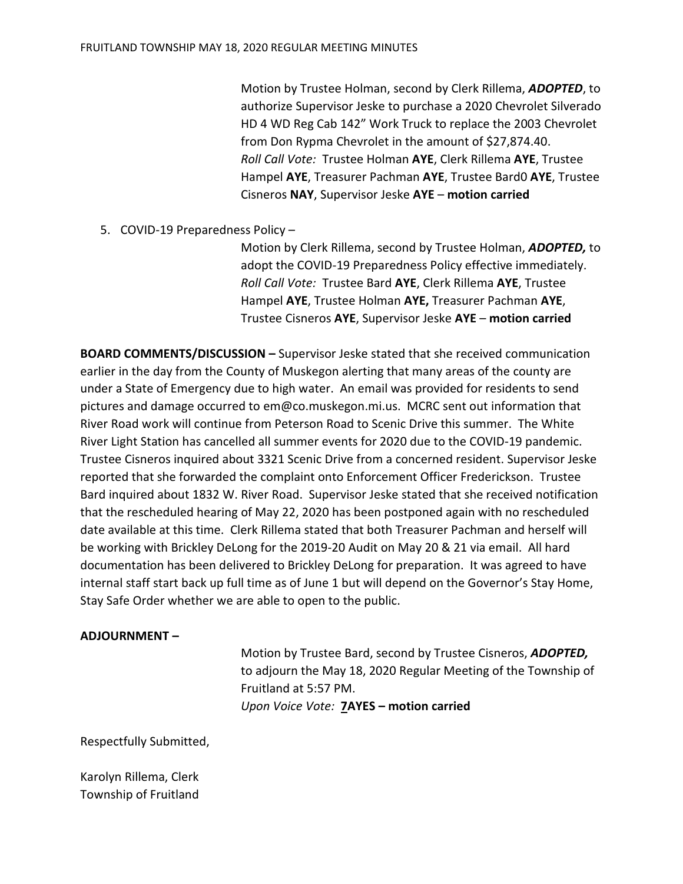Motion by Trustee Holman, second by Clerk Rillema, ***ADOPTED***, to authorize Supervisor Jeske to purchase a 2020 Chevrolet Silverado HD 4 WD Reg Cab 142" Work Truck to replace the 2003 Chevrolet from Don Rypma Chevrolet in the amount of $27,874.40.
*Roll Call Vote:* Trustee Holman **AYE**, Clerk Rillema **AYE**, Trustee Hampel **AYE**, Treasurer Pachman **AYE**, Trustee Bard0 **AYE**, Trustee Cisneros **NAY**, Supervisor Jeske **AYE** – **motion carried**

5. COVID-19 Preparedness Policy –

Motion by Clerk Rillema, second by Trustee Holman, ***ADOPTED,*** to adopt the COVID-19 Preparedness Policy effective immediately.
*Roll Call Vote:* Trustee Bard **AYE**, Clerk Rillema **AYE**, Trustee Hampel **AYE**, Trustee Holman **AYE,** Treasurer Pachman **AYE**, Trustee Cisneros **AYE**, Supervisor Jeske **AYE** – **motion carried**

**BOARD COMMENTS/DISCUSSION –** Supervisor Jeske stated that she received communication earlier in the day from the County of Muskegon alerting that many areas of the county are under a State of Emergency due to high water. An email was provided for residents to send pictures and damage occurred to em@co.muskegon.mi.us. MCRC sent out information that River Road work will continue from Peterson Road to Scenic Drive this summer. The White River Light Station has cancelled all summer events for 2020 due to the COVID-19 pandemic. Trustee Cisneros inquired about 3321 Scenic Drive from a concerned resident. Supervisor Jeske reported that she forwarded the complaint onto Enforcement Officer Frederickson. Trustee Bard inquired about 1832 W. River Road. Supervisor Jeske stated that she received notification that the rescheduled hearing of May 22, 2020 has been postponed again with no rescheduled date available at this time. Clerk Rillema stated that both Treasurer Pachman and herself will be working with Brickley DeLong for the 2019-20 Audit on May 20 & 21 via email. All hard documentation has been delivered to Brickley DeLong for preparation. It was agreed to have internal staff start back up full time as of June 1 but will depend on the Governor's Stay Home, Stay Safe Order whether we are able to open to the public.

**ADJOURNMENT –**

Motion by Trustee Bard, second by Trustee Cisneros, ***ADOPTED,*** to adjourn the May 18, 2020 Regular Meeting of the Township of Fruitland at 5:57 PM.
*Upon Voice Vote:* **7AYES – motion carried**

Respectfully Submitted,

Karolyn Rillema, Clerk
Township of Fruitland